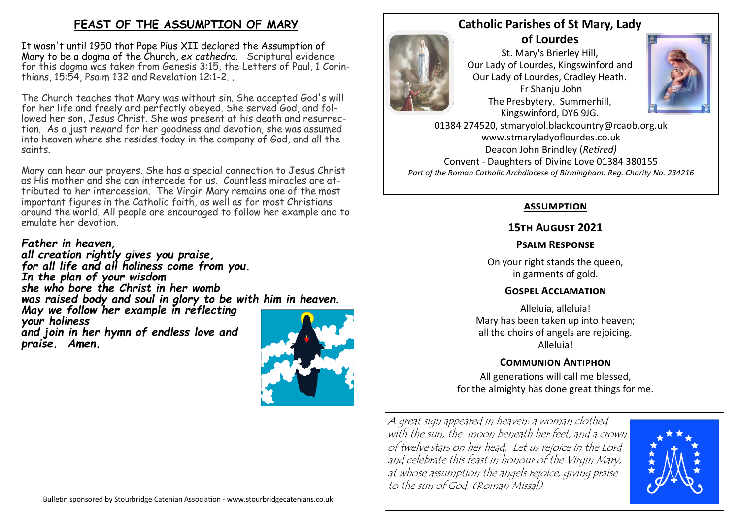## FEAST OF THE ASSUMPTION OF MARY

It wasn't until 1950 that Pope Pius XII declared the Assumption of Mary to be a dogma of the Church, *ex cathedra*. Scriptural evidence for this dogma was taken from Genesis 3:15, the Letters of Paul, 1 Corinthians, 15:54, Psalm 132 and Revelation 12:1-2. .

The Church teaches that Mary was without sin. She accepted God's will for her life and freely and perfectly obeyed. She served God, and followed her son, Jesus Christ. She was present at his death and resurrection. As a just reward for her goodness and devotion, she was assumed into heaven where she resides today in the company of God, and all the saints.

Mary can hear our prayers. She has a special connection to Jesus Christ as His mother and she can intercede for us. Countless miracles are attributed to her intercession. The Virgin Mary remains one of the most important figures in the Catholic faith, as well as for most Christians around the world. All people are encouraged to follow her example and to emulate her devotion.

***Father in heaven,***
***all creation rightly gives you praise,***
***for all life and all holiness come from you.***
***In the plan of your wisdom***
***she who bore the Christ in her womb***
***was raised body and soul in glory to be with him in heaven.***
***May we follow her example in reflecting your holiness***
***and join in her hymn of endless love and praise. Amen.***

Bulletin sponsored by Stourbridge Catenian Association - www.stourbridgecatenians.co.uk

## Catholic Parishes of St Mary, Lady of Lourdes

St. Mary's Brierley Hill,
Our Lady of Lourdes, Kingswinford and
Our Lady of Lourdes, Cradley Heath.
Fr Shanju John
The Presbytery, Summerhill,
Kingswinford, DY6 9JG.
01384 274520, stmaryolol.blackcountry@rcaob.org.uk
www.stmaryladyoflourdes.co.uk
Deacon John Brindley (*Retired)*
Convent - Daughters of Divine Love 01384 380155
*Part of the Roman Catholic Archdiocese of Birmingham: Reg. Charity No. 234216*

### ASSUMPTION

### 15th August 2021

**Psalm Response**

On your right stands the queen,
in garments of gold.

**Gospel Acclamation**

Alleluia, alleluia!
Mary has been taken up into heaven;
all the choirs of angels are rejoicing.
Alleluia!

**Communion Antiphon**

All generations will call me blessed,
for the almighty has done great things for me.

*A great sign appeared in heaven: a woman clothed with the sun, the moon beneath her feet, and a crown of twelve stars on her head. Let us rejoice in the Lord and celebrate this feast in honour of the Virgin Mary, at whose assumption the angels rejoice, giving praise to the sun of God. (Roman Missal)*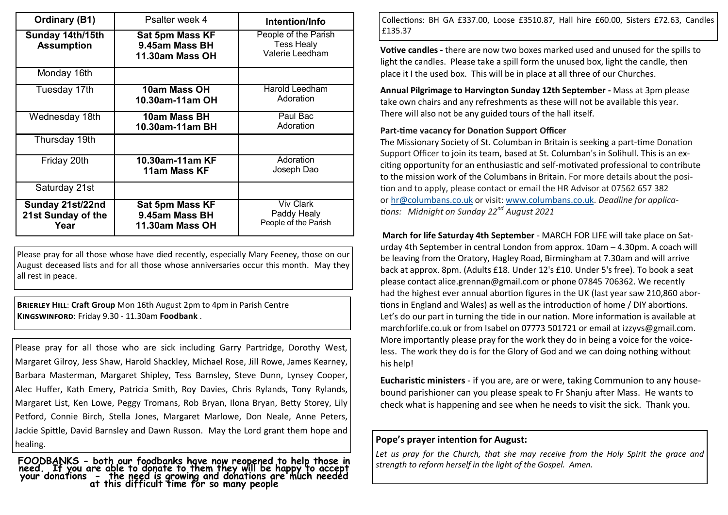| Ordinary (B1) | Psalter week 4 | Intention/Info |
|---|---|---|
| **Sunday 14th/15th Assumption** | **Sat 5pm Mass KF 9.45am Mass BH 11.30am Mass OH** | People of the Parish Tess Healy Valerie Leedham |
| Monday 16th | | |
| Tuesday 17th | **10am Mass OH 10.30am-11am OH** | Harold Leedham Adoration |
| Wednesday 18th | **10am Mass BH 10.30am-11am BH** | Paul Bac Adoration |
| Thursday 19th | | |
| Friday 20th | **10.30am-11am KF 11am Mass KF** | Adoration Joseph Dao |
| Saturday 21st | | |
| **Sunday 21st/22nd 21st Sunday of the Year** | **Sat 5pm Mass KF 9.45am Mass BH 11.30am Mass OH** | Viv Clark Paddy Healy People of the Parish |

Please pray for all those whose have died recently, especially Mary Feeney, those on our August deceased lists and for all those whose anniversaries occur this month. May they all rest in peace.

**BRIERLEY HILL**: **Craft Group** Mon 16th August 2pm to 4pm in Parish Centre
**KINGSWINFORD**: Friday 9.30 - 11.30am **Foodbank** .

Please pray for all those who are sick including Garry Partridge, Dorothy West, Margaret Gilroy, Jess Shaw, Harold Shackley, Michael Rose, Jill Rowe, James Kearney, Barbara Masterman, Margaret Shipley, Tess Barnsley, Steve Dunn, Lynsey Cooper, Alec Huffer, Kath Emery, Patricia Smith, Roy Davies, Chris Rylands, Tony Rylands, Margaret List, Ken Lowe, Peggy Tromans, Rob Bryan, Ilona Bryan, Betty Storey, Lily Petford, Connie Birch, Stella Jones, Margaret Marlowe, Don Neale, Anne Peters, Jackie Spittle, David Barnsley and Dawn Russon. May the Lord grant them hope and healing.

**FOODBANKS - both our foodbanks have now reopened to help those in need. If you are able to donate to them they will be happy to accept your donations - the need is growing and donations are much needed at this difficult time for so many people**

Collections: BH GA £337.00, Loose £3510.87, Hall hire £60.00, Sisters £72.63, Candles £135.37

**Votive candles -** there are now two boxes marked used and unused for the spills to light the candles. Please take a spill form the unused box, light the candle, then place it I the used box. This will be in place at all three of our Churches.

**Annual Pilgrimage to Harvington Sunday 12th September -** Mass at 3pm please take own chairs and any refreshments as these will not be available this year. There will also not be any guided tours of the hall itself.

**Part-time vacancy for Donation Support Officer**
The Missionary Society of St. Columban in Britain is seeking a part-time Donation Support Officer to join its team, based at St. Columban's in Solihull. This is an exciting opportunity for an enthusiastic and self-motivated professional to contribute to the mission work of the Columbans in Britain. For more details about the position and to apply, please contact or email the HR Advisor at 07562 657 382 or hr@columbans.co.uk or visit: www.columbans.co.uk. *Deadline for applications: Midnight on Sunday 22nd August 2021*

**March for life Saturday 4th September** - MARCH FOR LIFE will take place on Saturday 4th September in central London from approx. 10am – 4.30pm. A coach will be leaving from the Oratory, Hagley Road, Birmingham at 7.30am and will arrive back at approx. 8pm. (Adults £18. Under 12's £10. Under 5's free). To book a seat please contact alice.grennan@gmail.com or phone 07845 706362. We recently had the highest ever annual abortion figures in the UK (last year saw 210,860 abortions in England and Wales) as well as the introduction of home / DIY abortions. Let's do our part in turning the tide in our nation. More information is available at marchforlife.co.uk or from Isabel on 07773 501721 or email at izzyvs@gmail.com. More importantly please pray for the work they do in being a voice for the voiceless. The work they do is for the Glory of God and we can doing nothing without his help!

**Eucharistic ministers** - if you are, are or were, taking Communion to any housebound parishioner can you please speak to Fr Shanju after Mass. He wants to check what is happening and see when he needs to visit the sick. Thank you.

**Pope's prayer intention for August:**

*Let us pray for the Church, that she may receive from the Holy Spirit the grace and strength to reform herself in the light of the Gospel. Amen.*